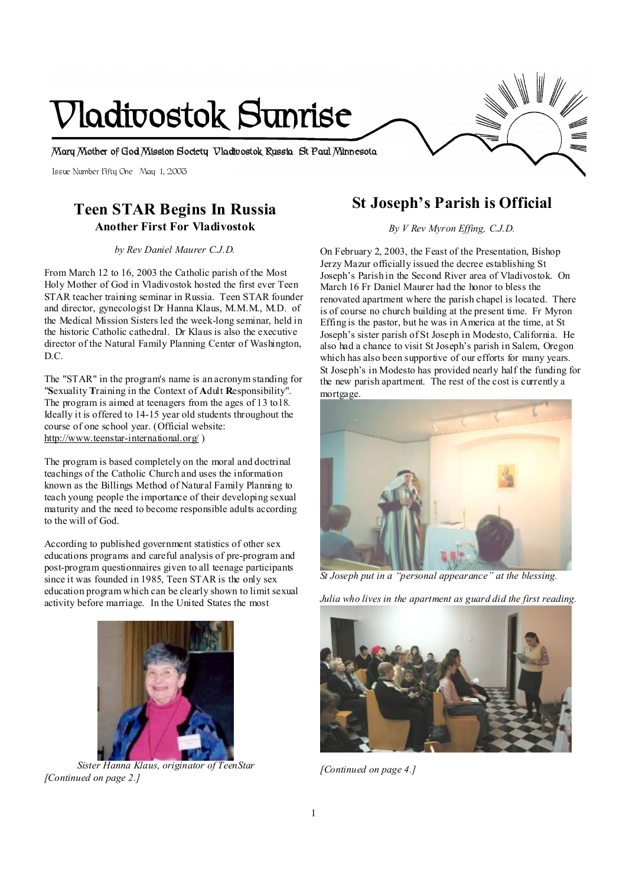# Vladivostok Sunrise

Mary Mother of God Mission Society Vladivostok Russia St Paul Minnesota

Issue Number Fifty One May 1, 2003

## Teen STAR Begins In Russia

### Another First For Vladivostok

*by Rev Daniel Maurer C.J.D.*

From March 12 to 16, 2003 the Catholic parish of the Most Holy Mother of God in Vladivostok hosted the first ever Teen STAR teacher training seminar in Russia. Teen STAR founder and director, gynecologist Dr Hanna Klaus, M.M.M., M.D. of the Medical Mission Sisters led the week-long seminar, held in the historic Catholic cathedral. Dr Klaus is also the executive director of the Natural Family Planning Center of Washington, D.C.

The "STAR" in the program's name is an acronym standing for "**S**exuality **T**raining in the Context of **A**dult **R**esponsibility". The program is aimed at teenagers from the ages of 13 to18. Ideally it is offered to 14-15 year old students throughout the course of one school year. (Official website: http://www.teenstar-international.org/ )

The program is based completely on the moral and doctrinal teachings of the Catholic Church and uses the information known as the Billings Method of Natural Family Planning to teach young people the importance of their developing sexual maturity and the need to become responsible adults according to the will of God.

According to published government statistics of other sex educations programs and careful analysis of pre-program and post-program questionnaires given to all teenage participants since it was founded in 1985, Teen STAR is the only sex education program which can be clearly shown to limit sexual activity before marriage. In the United States the most

*Sister Hanna Klaus, originator of TeenStar*

*[Continued on page 2.]*

## St Joseph's Parish is Official

*By V Rev Myron Effing, C.J.D.*

On February 2, 2003, the Feast of the Presentation, Bishop Jerzy Mazur officially issued the decree establishing St Joseph's Parish in the Second River area of Vladivostok. On March 16 Fr Daniel Maurer had the honor to bless the renovated apartment where the parish chapel is located. There is of course no church building at the present time. Fr Myron Effing is the pastor, but he was in America at the time, at St Joseph's sister parish of St Joseph in Modesto, California. He also had a chance to visit St Joseph's parish in Salem, Oregon which has also been supportive of our efforts for many years. St Joseph's in Modesto has provided nearly half the funding for the new parish apartment. The rest of the cost is currently a mortgage.

*St Joseph put in a "personal appearance" at the blessing.*

*Julia who lives in the apartment as guard did the first reading.*

*[Continued on page 4.]*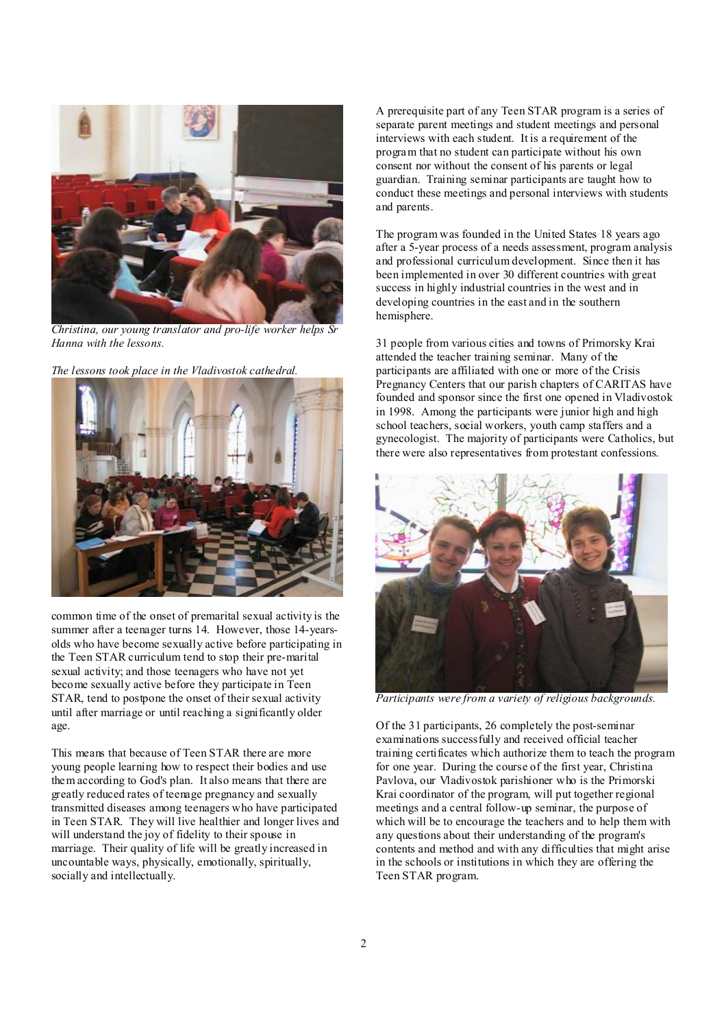*Christina, our young translator and pro-life worker helps Sr Hanna with the lessons.*

*The lessons took place in the Vladivostok cathedral.*

common time of the onset of premarital sexual activity is the summer after a teenager turns 14. However, those 14-years-olds who have become sexually active before participating in the Teen STAR curriculum tend to stop their pre-marital sexual activity; and those teenagers who have not yet become sexually active before they participate in Teen STAR, tend to postpone the onset of their sexual activity until after marriage or until reaching a significantly older age.

This means that because of Teen STAR there are more young people learning how to respect their bodies and use them according to God's plan. It also means that there are greatly reduced rates of teenage pregnancy and sexually transmitted diseases among teenagers who have participated in Teen STAR. They will live healthier and longer lives and will understand the joy of fidelity to their spouse in marriage. Their quality of life will be greatly increased in uncountable ways, physically, emotionally, spiritually, socially and intellectually.

A prerequisite part of any Teen STAR program is a series of separate parent meetings and student meetings and personal interviews with each student. It is a requirement of the program that no student can participate without his own consent nor without the consent of his parents or legal guardian. Training seminar participants are taught how to conduct these meetings and personal interviews with students and parents.

The program was founded in the United States 18 years ago after a 5-year process of a needs assessment, program analysis and professional curriculum development. Since then it has been implemented in over 30 different countries with great success in highly industrial countries in the west and in developing countries in the east and in the southern hemisphere.

31 people from various cities and towns of Primorsky Krai attended the teacher training seminar. Many of the participants are affiliated with one or more of the Crisis Pregnancy Centers that our parish chapters of CARITAS have founded and sponsor since the first one opened in Vladivostok in 1998. Among the participants were junior high and high school teachers, social workers, youth camp staffers and a gynecologist. The majority of participants were Catholics, but there were also representatives from protestant confessions.

*Participants were from a variety of religious backgrounds.*

Of the 31 participants, 26 completely the post-seminar examinations successfully and received official teacher training certificates which authorize them to teach the program for one year. During the course of the first year, Christina Pavlova, our Vladivostok parishioner who is the Primorski Krai coordinator of the program, will put together regional meetings and a central follow-up seminar, the purpose of which will be to encourage the teachers and to help them with any questions about their understanding of the program's contents and method and with any difficulties that might arise in the schools or institutions in which they are offering the Teen STAR program.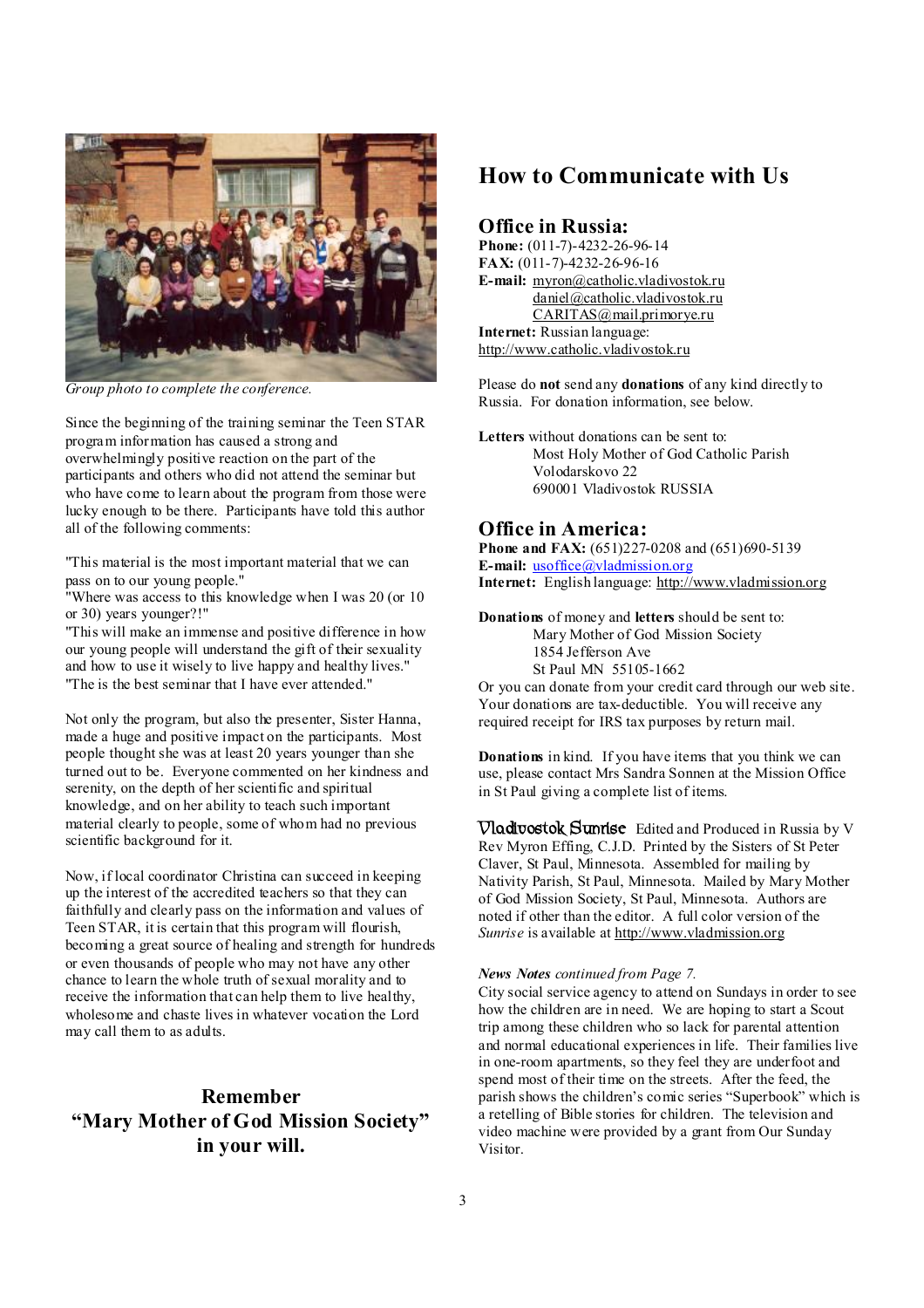*Group photo to complete the conference.*

Since the beginning of the training seminar the Teen STAR program information has caused a strong and overwhelmingly positive reaction on the part of the participants and others who did not attend the seminar but who have come to learn about the program from those were lucky enough to be there. Participants have told this author all of the following comments:

"This material is the most important material that we can pass on to our young people."
"Where was access to this knowledge when I was 20 (or 10 or 30) years younger?!"
"This will make an immense and positive difference in how our young people will understand the gift of their sexuality and how to use it wisely to live happy and healthy lives."
"The is the best seminar that I have ever attended."

Not only the program, but also the presenter, Sister Hanna, made a huge and positive impact on the participants. Most people thought she was at least 20 years younger than she turned out to be. Everyone commented on her kindness and serenity, on the depth of her scientific and spiritual knowledge, and on her ability to teach such important material clearly to people, some of whom had no previous scientific background for it.

Now, if local coordinator Christina can succeed in keeping up the interest of the accredited teachers so that they can faithfully and clearly pass on the information and values of Teen STAR, it is certain that this program will flourish, becoming a great source of healing and strength for hundreds or even thousands of people who may not have any other chance to learn the whole truth of sexual morality and to receive the information that can help them to live healthy, wholesome and chaste lives in whatever vocation the Lord may call them to as adults.

**Remember**
**"Mary Mother of God Mission Society"**
**in your will.**

# How to Communicate with Us

## Office in Russia:

**Phone:** (011-7)-4232-26-96-14
**FAX:** (011-7)-4232-26-96-16
**E-mail:** myron@catholic.vladivostok.ru
daniel@catholic.vladivostok.ru
CARITAS@mail.primorye.ru
**Internet:** Russian language:
http://www.catholic.vladivostok.ru

Please do **not** send any **donations** of any kind directly to Russia. For donation information, see below.

**Letters** without donations can be sent to:
Most Holy Mother of God Catholic Parish
Volodarskovo 22
690001 Vladivostok RUSSIA

## Office in America:

**Phone and FAX:** (651)227-0208 and (651)690-5139
**E-mail:** usoffice@vladmission.org
**Internet:** English language: http://www.vladmission.org

**Donations** of money and **letters** should be sent to:
Mary Mother of God Mission Society
1854 Jefferson Ave
St Paul MN 55105-1662
Or you can donate from your credit card through our web site. Your donations are tax-deductible. You will receive any required receipt for IRS tax purposes by return mail.

**Donations** in kind. If you have items that you think we can use, please contact Mrs Sandra Sonnen at the Mission Office in St Paul giving a complete list of items.

**Vladivostok Sunrise** Edited and Produced in Russia by V Rev Myron Effing, C.J.D. Printed by the Sisters of St Peter Claver, St Paul, Minnesota. Assembled for mailing by Nativity Parish, St Paul, Minnesota. Mailed by Mary Mother of God Mission Society, St Paul, Minnesota. Authors are noted if other than the editor. A full color version of the *Sunrise* is available at http://www.vladmission.org

***News Notes** continued from Page 7.*
City social service agency to attend on Sundays in order to see how the children are in need. We are hoping to start a Scout trip among these children who so lack for parental attention and normal educational experiences in life. Their families live in one-room apartments, so they feel they are underfoot and spend most of their time on the streets. After the feed, the parish shows the children's comic series "Superbook" which is a retelling of Bible stories for children. The television and video machine were provided by a grant from Our Sunday Visitor.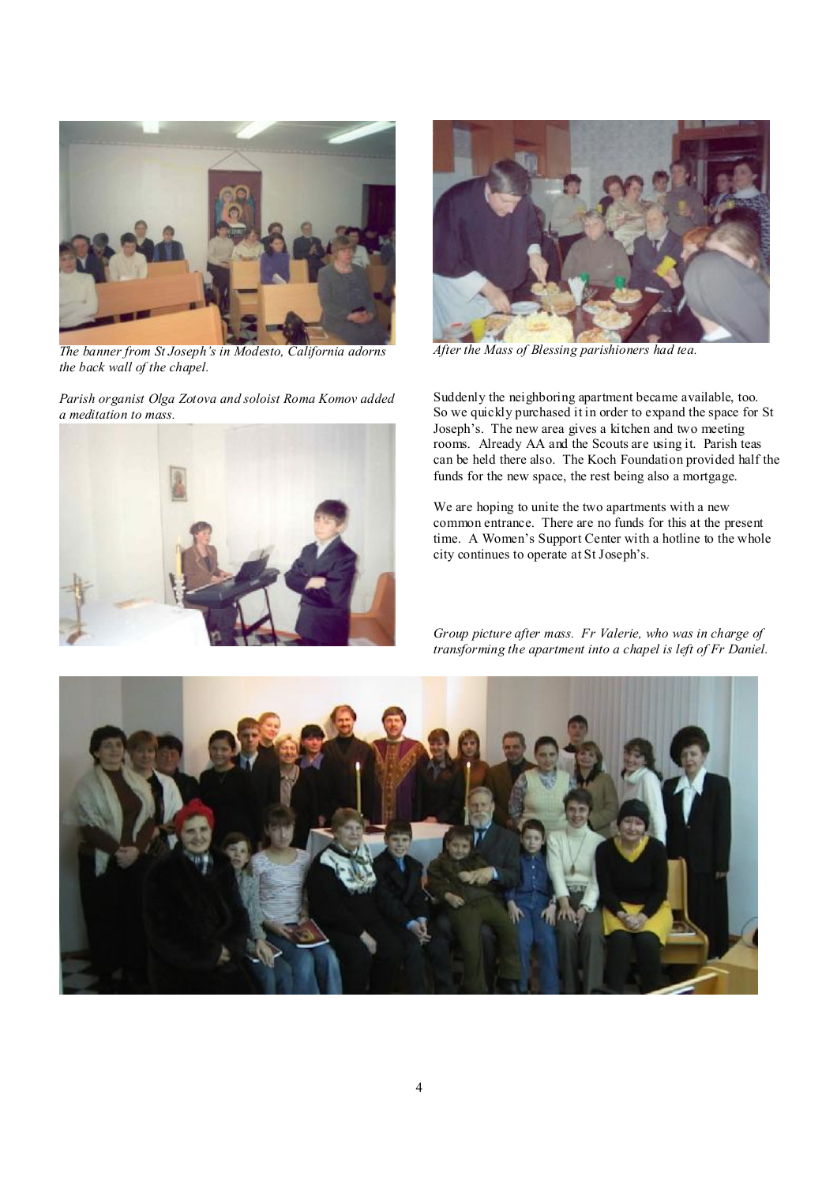*The banner from St Joseph's in Modesto, California adorns the back wall of the chapel.*

*After the Mass of Blessing parishioners had tea.*

*Parish organist Olga Zotova and soloist Roma Komov added a meditation to mass.*

Suddenly the neighboring apartment became available, too. So we quickly purchased it in order to expand the space for St Joseph's. The new area gives a kitchen and two meeting rooms. Already AA and the Scouts are using it. Parish teas can be held there also. The Koch Foundation provided half the funds for the new space, the rest being also a mortgage.

We are hoping to unite the two apartments with a new common entrance. There are no funds for this at the present time. A Women's Support Center with a hotline to the whole city continues to operate at St Joseph's.

*Group picture after mass. Fr Valerie, who was in charge of transforming the apartment into a chapel is left of Fr Daniel.*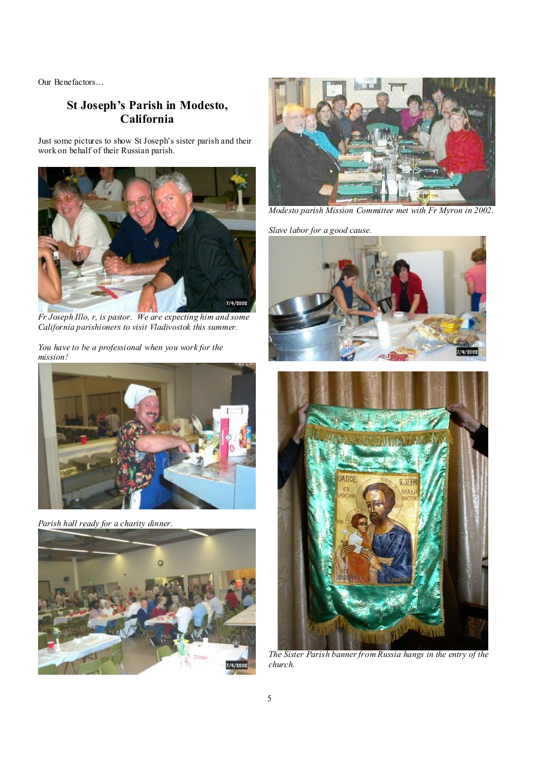Our Benefactors…

## St Joseph's Parish in Modesto, California

Just some pictures to show St Joseph's sister parish and their work on behalf of their Russian parish.

*Fr Joseph Illo, r, is pastor. We are expecting him and some California parishioners to visit Vladivostok this summer.*

*You have to be a professional when you work for the mission!*

*Parish hall ready for a charity dinner.*

*Modesto parish Mission Committee met with Fr Myron in 2002.*

*Slave labor for a good cause.*

*The Sister Parish banner from Russia hangs in the entry of the church.*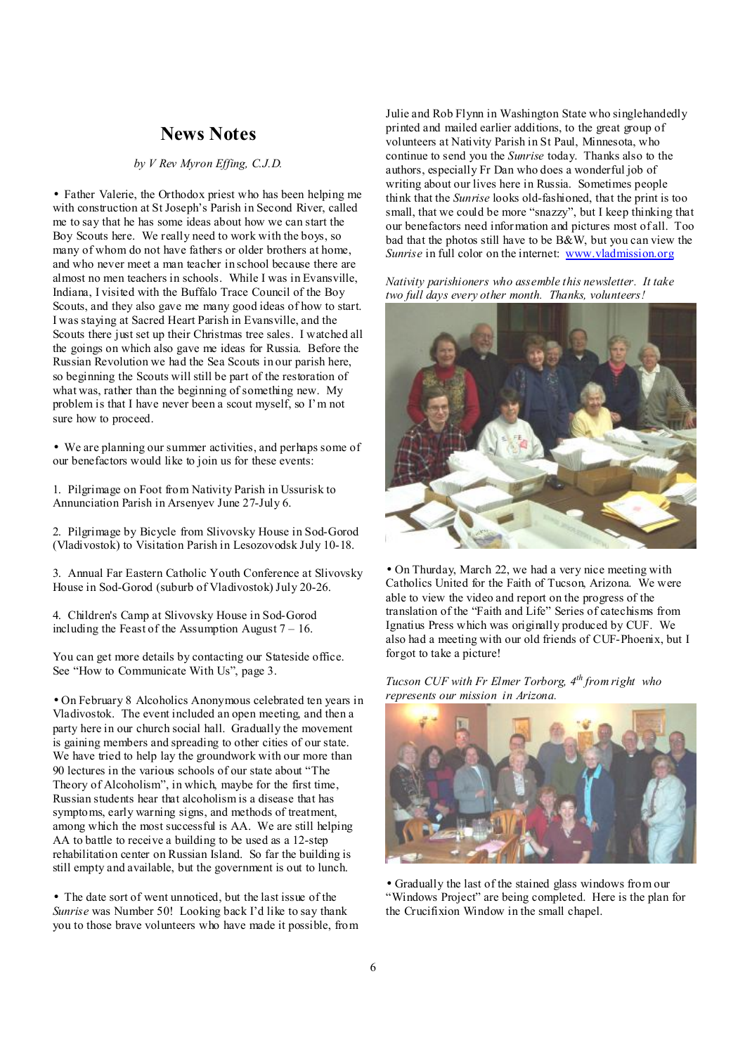# News Notes

*by V Rev Myron Effing, C.J.D.*

• Father Valerie, the Orthodox priest who has been helping me with construction at St Joseph's Parish in Second River, called me to say that he has some ideas about how we can start the Boy Scouts here. We really need to work with the boys, so many of whom do not have fathers or older brothers at home, and who never meet a man teacher in school because there are almost no men teachers in schools. While I was in Evansville, Indiana, I visited with the Buffalo Trace Council of the Boy Scouts, and they also gave me many good ideas of how to start. I was staying at Sacred Heart Parish in Evansville, and the Scouts there just set up their Christmas tree sales. I watched all the goings on which also gave me ideas for Russia. Before the Russian Revolution we had the Sea Scouts in our parish here, so beginning the Scouts will still be part of the restoration of what was, rather than the beginning of something new. My problem is that I have never been a scout myself, so I'm not sure how to proceed.

• We are planning our summer activities, and perhaps some of our benefactors would like to join us for these events:

1. Pilgrimage on Foot from Nativity Parish in Ussurisk to Annunciation Parish in Arsenyev June 27-July 6.

2. Pilgrimage by Bicycle from Slivovsky House in Sod-Gorod (Vladivostok) to Visitation Parish in Lesozovodsk July 10-18.

3. Annual Far Eastern Catholic Youth Conference at Slivovsky House in Sod-Gorod (suburb of Vladivostok) July 20-26.

4. Children's Camp at Slivovsky House in Sod-Gorod including the Feast of the Assumption August 7 – 16.

You can get more details by contacting our Stateside office. See "How to Communicate With Us", page 3.

• On February 8 Alcoholics Anonymous celebrated ten years in Vladivostok. The event included an open meeting, and then a party here in our church social hall. Gradually the movement is gaining members and spreading to other cities of our state. We have tried to help lay the groundwork with our more than 90 lectures in the various schools of our state about "The Theory of Alcoholism", in which, maybe for the first time, Russian students hear that alcoholism is a disease that has symptoms, early warning signs, and methods of treatment, among which the most successful is AA. We are still helping AA to battle to receive a building to be used as a 12-step rehabilitation center on Russian Island. So far the building is still empty and available, but the government is out to lunch.

• The date sort of went unnoticed, but the last issue of the *Sunrise* was Number 50! Looking back I'd like to say thank you to those brave volunteers who have made it possible, from Julie and Rob Flynn in Washington State who singlehandedly printed and mailed earlier additions, to the great group of volunteers at Nativity Parish in St Paul, Minnesota, who continue to send you the *Sunrise* today. Thanks also to the authors, especially Fr Dan who does a wonderful job of writing about our lives here in Russia. Sometimes people think that the *Sunrise* looks old-fashioned, that the print is too small, that we could be more "snazzy", but I keep thinking that our benefactors need information and pictures most of all. Too bad that the photos still have to be B&W, but you can view the *Sunrise* in full color on the internet: [www.vladmission.org](http://www.vladmission.org)

*Nativity parishioners who assemble this newsletter. It take two full days every other month. Thanks, volunteers!*

• On Thurday, March 22, we had a very nice meeting with Catholics United for the Faith of Tucson, Arizona. We were able to view the video and report on the progress of the translation of the "Faith and Life" Series of catechisms from Ignatius Press which was originally produced by CUF. We also had a meeting with our old friends of CUF-Phoenix, but I forgot to take a picture!

*Tucson CUF with Fr Elmer Torborg, 4th from right who represents our mission in Arizona.*

• Gradually the last of the stained glass windows from our "Windows Project" are being completed. Here is the plan for the Crucifixion Window in the small chapel.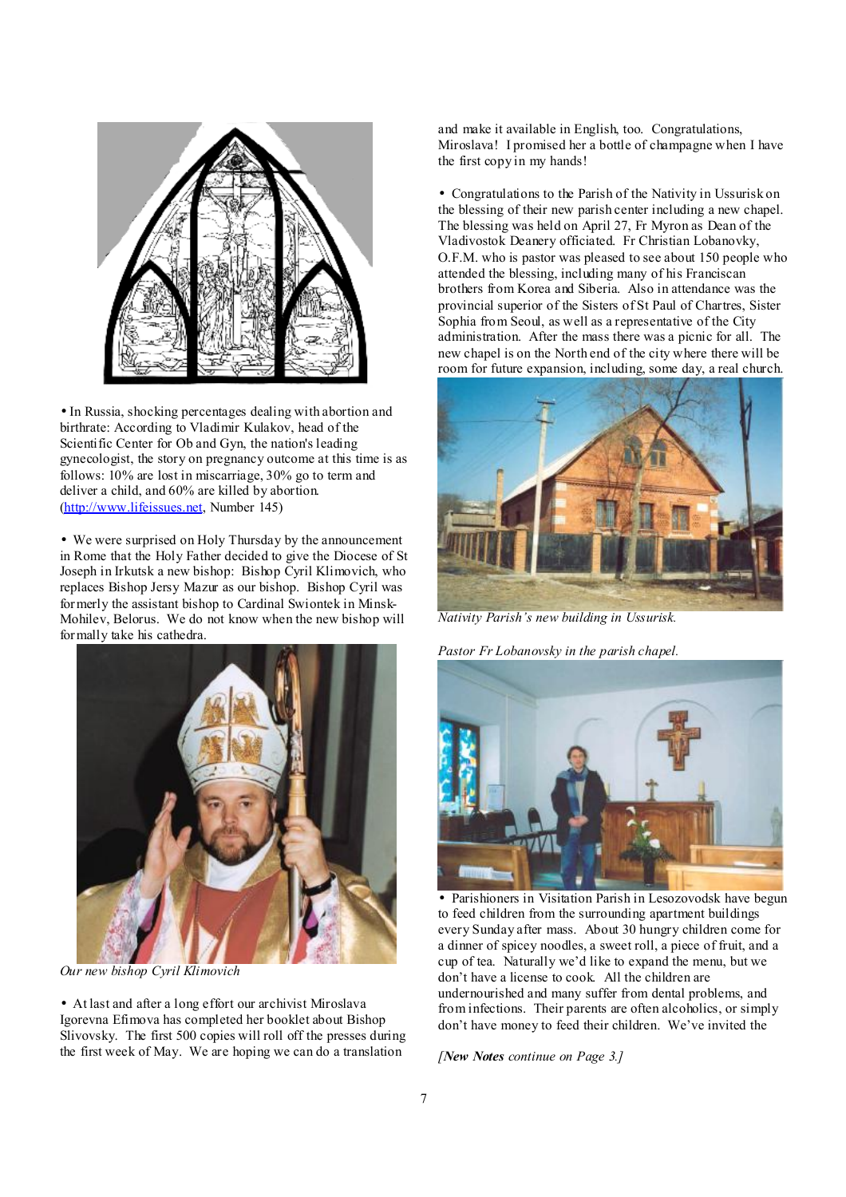• In Russia, shocking percentages dealing with abortion and birthrate: According to Vladimir Kulakov, head of the Scientific Center for Ob and Gyn, the nation's leading gynecologist, the story on pregnancy outcome at this time is as follows: 10% are lost in miscarriage, 30% go to term and deliver a child, and 60% are killed by abortion. (http://www.lifeissues.net, Number 145)

• We were surprised on Holy Thursday by the announcement in Rome that the Holy Father decided to give the Diocese of St Joseph in Irkutsk a new bishop: Bishop Cyril Klimovich, who replaces Bishop Jersy Mazur as our bishop. Bishop Cyril was formerly the assistant bishop to Cardinal Swiontek in Minsk-Mohilev, Belorus. We do not know when the new bishop will formally take his cathedra.

*Our new bishop Cyril Klimovich*

• At last and after a long effort our archivist Miroslava Igorevna Efimova has completed her booklet about Bishop Slivovsky. The first 500 copies will roll off the presses during the first week of May. We are hoping we can do a translation and make it available in English, too. Congratulations, Miroslava! I promised her a bottle of champagne when I have the first copy in my hands!

• Congratulations to the Parish of the Nativity in Ussurisk on the blessing of their new parish center including a new chapel. The blessing was held on April 27, Fr Myron as Dean of the Vladivostok Deanery officiated. Fr Christian Lobanovky, O.F.M. who is pastor was pleased to see about 150 people who attended the blessing, including many of his Franciscan brothers from Korea and Siberia. Also in attendance was the provincial superior of the Sisters of St Paul of Chartres, Sister Sophia from Seoul, as well as a representative of the City administration. After the mass there was a picnic for all. The new chapel is on the North end of the city where there will be room for future expansion, including, some day, a real church.

*Nativity Parish's new building in Ussurisk.*

*Pastor Fr Lobanovsky in the parish chapel.*

• Parishioners in Visitation Parish in Lesozovodsk have begun to feed children from the surrounding apartment buildings every Sunday after mass. About 30 hungry children come for a dinner of spicey noodles, a sweet roll, a piece of fruit, and a cup of tea. Naturally we'd like to expand the menu, but we don't have a license to cook. All the children are undernourished and many suffer from dental problems, and from infections. Their parents are often alcoholics, or simply don't have money to feed their children. We've invited the

*[**New Notes** continue on Page 3.]*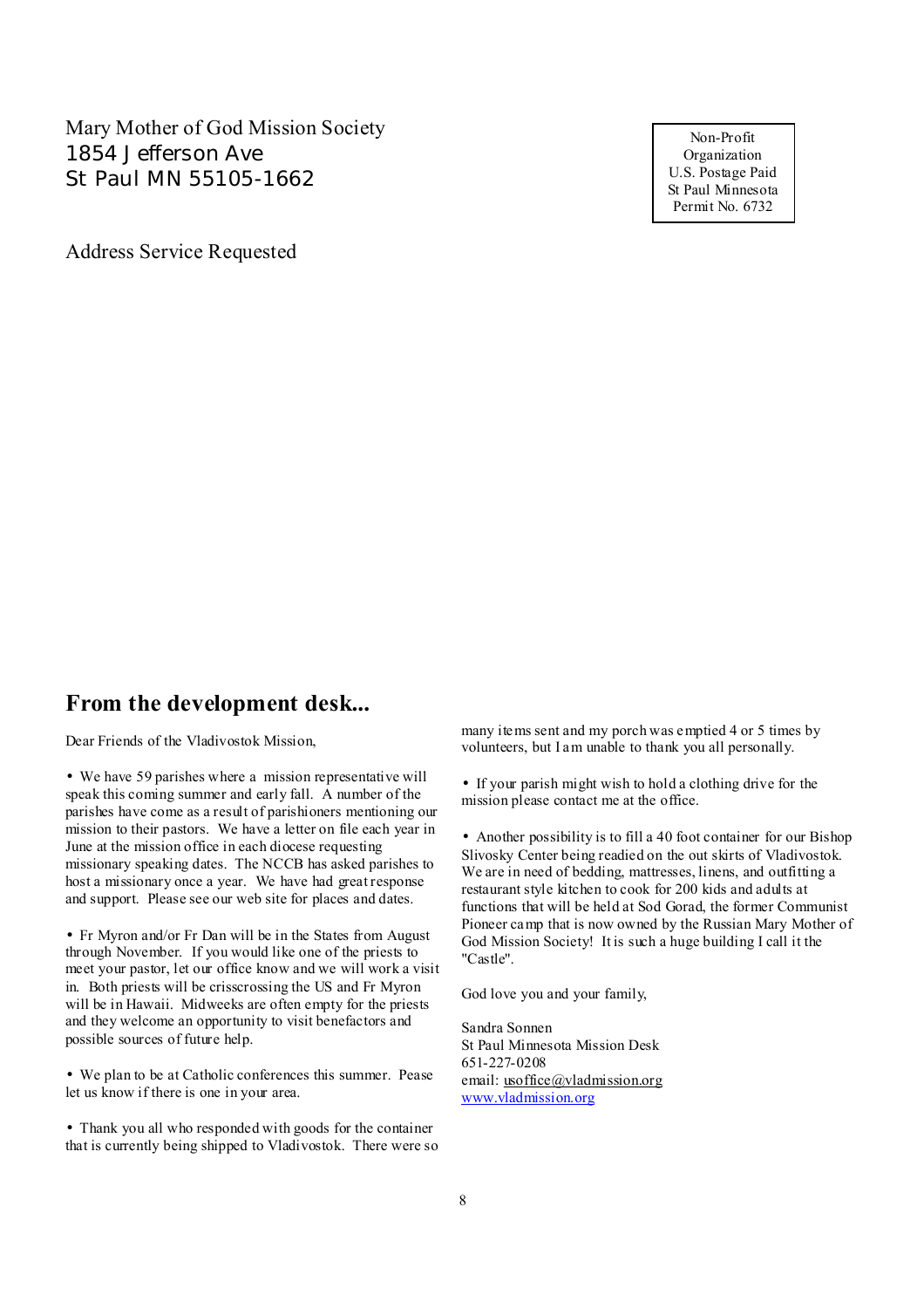Mary Mother of God Mission Society
1854 Jefferson Ave
St Paul MN 55105-1662

Address Service Requested

Non-Profit
Organization
U.S. Postage Paid
St Paul Minnesota
Permit No. 6732

## From the development desk...

Dear Friends of the Vladivostok Mission,

• We have 59 parishes where a mission representative will speak this coming summer and early fall. A number of the parishes have come as a result of parishioners mentioning our mission to their pastors. We have a letter on file each year in June at the mission office in each diocese requesting missionary speaking dates. The NCCB has asked parishes to host a missionary once a year. We have had great response and support. Please see our web site for places and dates.

• Fr Myron and/or Fr Dan will be in the States from August through November. If you would like one of the priests to meet your pastor, let our office know and we will work a visit in. Both priests will be crisscrossing the US and Fr Myron will be in Hawaii. Midweeks are often empty for the priests and they welcome an opportunity to visit benefactors and possible sources of future help.

• We plan to be at Catholic conferences this summer. Pease let us know if there is one in your area.

• Thank you all who responded with goods for the container that is currently being shipped to Vladivostok. There were so many items sent and my porch was emptied 4 or 5 times by volunteers, but I am unable to thank you all personally.

• If your parish might wish to hold a clothing drive for the mission please contact me at the office.

• Another possibility is to fill a 40 foot container for our Bishop Slivosky Center being readied on the out skirts of Vladivostok. We are in need of bedding, mattresses, linens, and outfitting a restaurant style kitchen to cook for 200 kids and adults at functions that will be held at Sod Gorad, the former Communist Pioneer camp that is now owned by the Russian Mary Mother of God Mission Society! It is such a huge building I call it the "Castle".

God love you and your family,

Sandra Sonnen
St Paul Minnesota Mission Desk
651-227-0208
email: usoffice@vladmission.org
www.vladmission.org